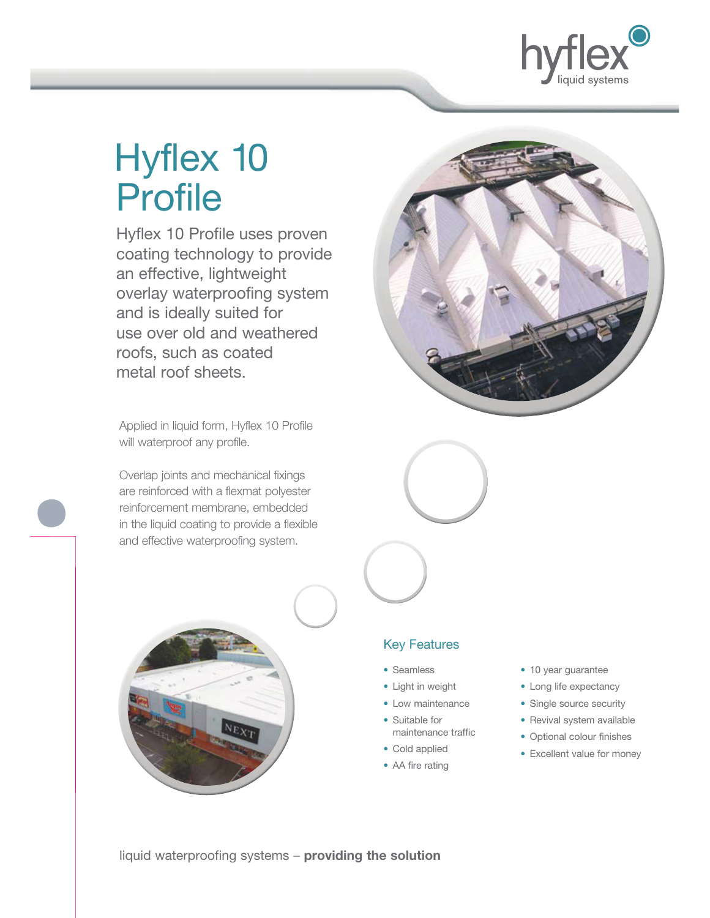# Hyflex 10 Profile

Hyflex 10 Profile uses proven coating technology to provide an effective, lightweight overlay waterproofing system and is ideally suited for use over old and weathered roofs, such as coated metal roof sheets.

Applied in liquid form, Hyflex 10 Profile will waterproof any profile.

Overlap joints and mechanical fixings are reinforced with a flexmat polyester reinforcement membrane, embedded in the liquid coating to provide a flexible and effective waterproofing system.

## Key Features

- Seamless
- Light in weight
- Low maintenance
- Suitable for maintenance traffic
- Cold applied
- AA fire rating
- 10 year guarantee
- Long life expectancy
- Single source security
- Revival system available
- Optional colour finishes
- Excellent value for money

liquid waterproofing systems – **providing the solution**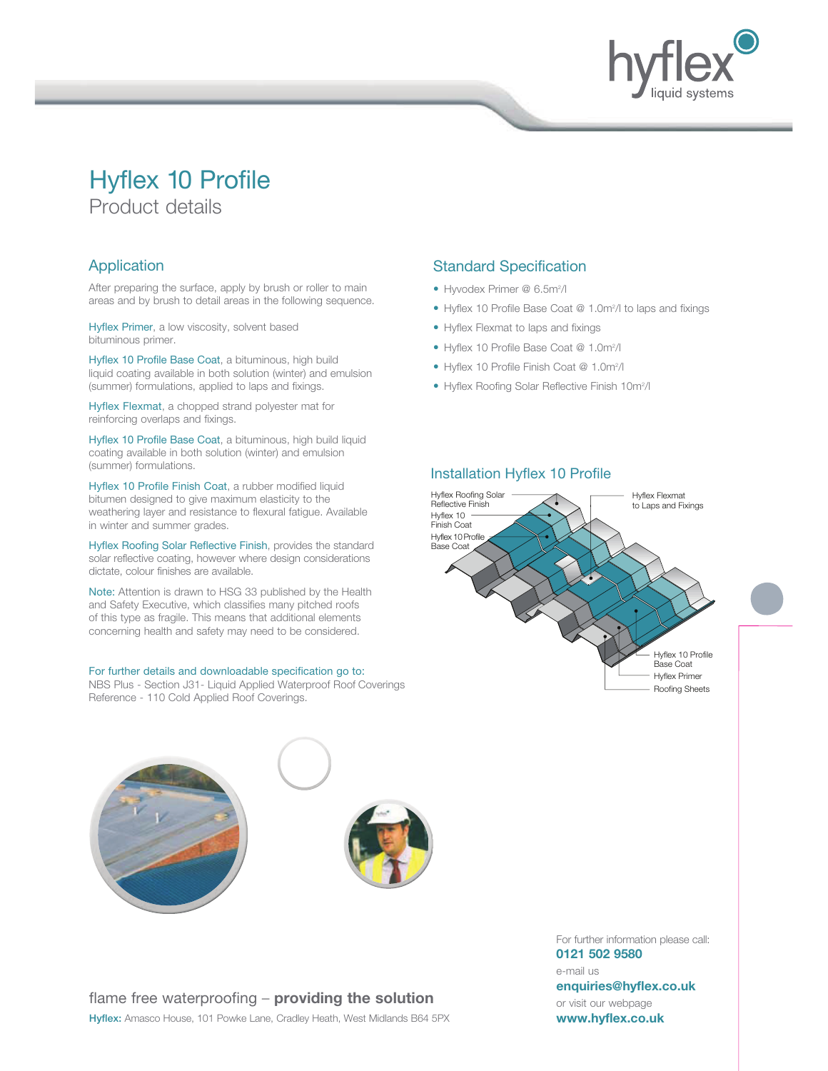# Hyflex 10 Profile

Product details

## Application

After preparing the surface, apply by brush or roller to main areas and by brush to detail areas in the following sequence.

Hyflex Primer, a low viscosity, solvent based bituminous primer.

Hyflex 10 Profile Base Coat, a bituminous, high build liquid coating available in both solution (winter) and emulsion (summer) formulations, applied to laps and fixings.

Hyflex Flexmat, a chopped strand polyester mat for reinforcing overlaps and fixings.

Hyflex 10 Profile Base Coat, a bituminous, high build liquid coating available in both solution (winter) and emulsion (summer) formulations.

Hyflex 10 Profile Finish Coat, a rubber modified liquid bitumen designed to give maximum elasticity to the weathering layer and resistance to flexural fatigue. Available in winter and summer grades.

Hyflex Roofing Solar Reflective Finish, provides the standard solar reflective coating, however where design considerations dictate, colour finishes are available.

Note: Attention is drawn to HSG 33 published by the Health and Safety Executive, which classifies many pitched roofs of this type as fragile. This means that additional elements concerning health and safety may need to be considered.

For further details and downloadable specification go to:
NBS Plus - Section J31- Liquid Applied Waterproof Roof Coverings
Reference - 110 Cold Applied Roof Coverings.

## Standard Specification

- Hyvodex Primer @ 6.5m²/l
- Hyflex 10 Profile Base Coat @ 1.0m²/l to laps and fixings
- Hyflex Flexmat to laps and fixings
- Hyflex 10 Profile Base Coat @ 1.0m²/l
- Hyflex 10 Profile Finish Coat @ 1.0m²/l
- Hyflex Roofing Solar Reflective Finish 10m²/l

## Installation Hyflex 10 Profile

Hyflex Roofing Solar Reflective Finish
Hyflex 10 Finish Coat
Hyflex 10 Profile Base Coat
Hyflex Flexmat to Laps and Fixings
Hyflex 10 Profile Base Coat
Hyflex Primer
Roofing Sheets

flame free waterproofing – **providing the solution**

**Hyflex:** Amasco House, 101 Powke Lane, Cradley Heath, West Midlands B64 5PX

For further information please call:
**0121 502 9580**
e-mail us
**enquiries@hyflex.co.uk**
or visit our webpage
**www.hyflex.co.uk**